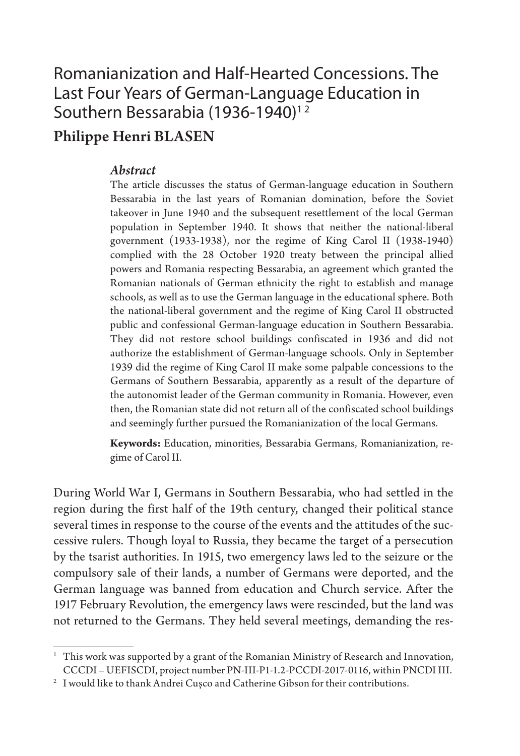# Romanianization and Half-Hearted Concessions. The Last Four Years of German-Language Education in Southern Bessarabia (1936-1940)[1 2]

## Philippe Henri BLASEN

### *Abstract*

The article discusses the status of German-language education in Southern Bessarabia in the last years of Romanian domination, before the Soviet takeover in June 1940 and the subsequent resettlement of the local German population in September 1940. It shows that neither the national-liberal government (1933-1938), nor the regime of King Carol II (1938-1940) complied with the 28 October 1920 treaty between the principal allied powers and Romania respecting Bessarabia, an agreement which granted the Romanian nationals of German ethnicity the right to establish and manage schools, as well as to use the German language in the educational sphere. Both the national-liberal government and the regime of King Carol II obstructed public and confessional German-language education in Southern Bessarabia. They did not restore school buildings confiscated in 1936 and did not authorize the establishment of German-language schools. Only in September 1939 did the regime of King Carol II make some palpable concessions to the Germans of Southern Bessarabia, apparently as a result of the departure of the autonomist leader of the German community in Romania. However, even then, the Romanian state did not return all of the confiscated school buildings and seemingly further pursued the Romanianization of the local Germans.

**Keywords:** Education, minorities, Bessarabia Germans, Romanianization, regime of Carol II.

During World War I, Germans in Southern Bessarabia, who had settled in the region during the first half of the 19th century, changed their political stance several times in response to the course of the events and the attitudes of the successive rulers. Though loyal to Russia, they became the target of a persecution by the tsarist authorities. In 1915, two emergency laws led to the seizure or the compulsory sale of their lands, a number of Germans were deported, and the German language was banned from education and Church service. After the 1917 February Revolution, the emergency laws were rescinded, but the land was not returned to the Germans. They held several meetings, demanding the res-

---

[1] This work was supported by a grant of the Romanian Ministry of Research and Innovation, CCCDI – UEFISCDI, project number PN-III-P1-1.2-PCCDI-2017-0116, within PNCDI III.

[2] I would like to thank Andrei Cușco and Catherine Gibson for their contributions.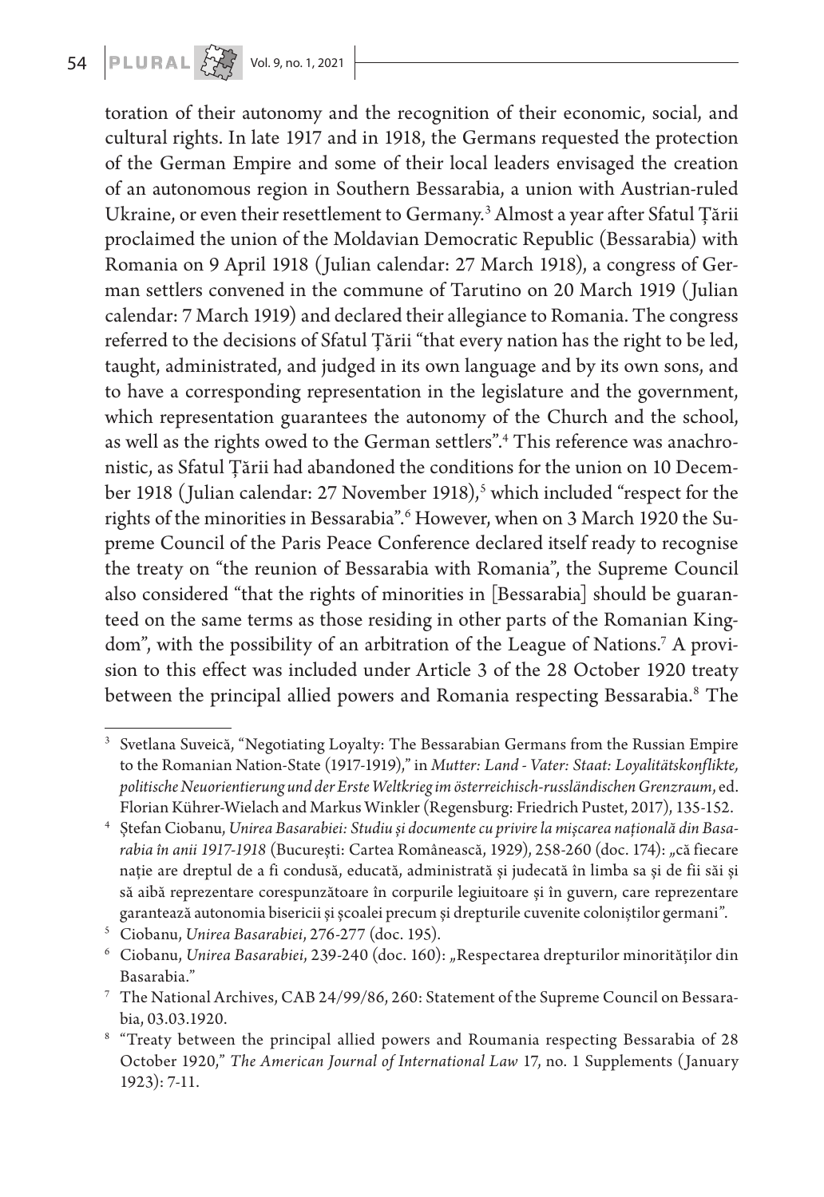toration of their autonomy and the recognition of their economic, social, and cultural rights. In late 1917 and in 1918, the Germans requested the protection of the German Empire and some of their local leaders envisaged the creation of an autonomous region in Southern Bessarabia, a union with Austrian-ruled Ukraine, or even their resettlement to Germany.[3] Almost a year after Sfatul Țării proclaimed the union of the Moldavian Democratic Republic (Bessarabia) with Romania on 9 April 1918 (Julian calendar: 27 March 1918), a congress of German settlers convened in the commune of Tarutino on 20 March 1919 (Julian calendar: 7 March 1919) and declared their allegiance to Romania. The congress referred to the decisions of Sfatul Țării "that every nation has the right to be led, taught, administrated, and judged in its own language and by its own sons, and to have a corresponding representation in the legislature and the government, which representation guarantees the autonomy of the Church and the school, as well as the rights owed to the German settlers".[4] This reference was anachronistic, as Sfatul Țării had abandoned the conditions for the union on 10 December 1918 (Julian calendar: 27 November 1918),[5] which included "respect for the rights of the minorities in Bessarabia".[6] However, when on 3 March 1920 the Supreme Council of the Paris Peace Conference declared itself ready to recognise the treaty on "the reunion of Bessarabia with Romania", the Supreme Council also considered "that the rights of minorities in [Bessarabia] should be guaranteed on the same terms as those residing in other parts of the Romanian Kingdom", with the possibility of an arbitration of the League of Nations.[7] A provision to this effect was included under Article 3 of the 28 October 1920 treaty between the principal allied powers and Romania respecting Bessarabia.[8] The

---

[3] Svetlana Suveică, "Negotiating Loyalty: The Bessarabian Germans from the Russian Empire to the Romanian Nation-State (1917-1919)," in *Mutter: Land - Vater: Staat: Loyalitätskonflikte, politische Neuorientierung und der Erste Weltkrieg im österreichisch-russländischen Grenzraum*, ed. Florian Kührer-Wielach and Markus Winkler (Regensburg: Friedrich Pustet, 2017), 135-152.

[4] Ștefan Ciobanu, *Unirea Basarabiei: Studiu și documente cu privire la mișcarea națională din Basarabia în anii 1917-1918* (București: Cartea Românească, 1929), 258-260 (doc. 174): „că fiecare nație are dreptul de a fi condusă, educată, administrată și judecată în limba sa și de fii săi și să aibă reprezentare corespunzătoare în corpurile legiuitoare și în guvern, care reprezentare garantează autonomia bisericii și școalei precum și drepturile cuvenite coloniștilor germani".

[5] Ciobanu, *Unirea Basarabiei*, 276-277 (doc. 195).

[6] Ciobanu, *Unirea Basarabiei*, 239-240 (doc. 160): „Respectarea drepturilor minorităților din Basarabia."

[7] The National Archives, CAB 24/99/86, 260: Statement of the Supreme Council on Bessarabia, 03.03.1920.

[8] "Treaty between the principal allied powers and Roumania respecting Bessarabia of 28 October 1920," *The American Journal of International Law* 17, no. 1 Supplements (January 1923): 7-11.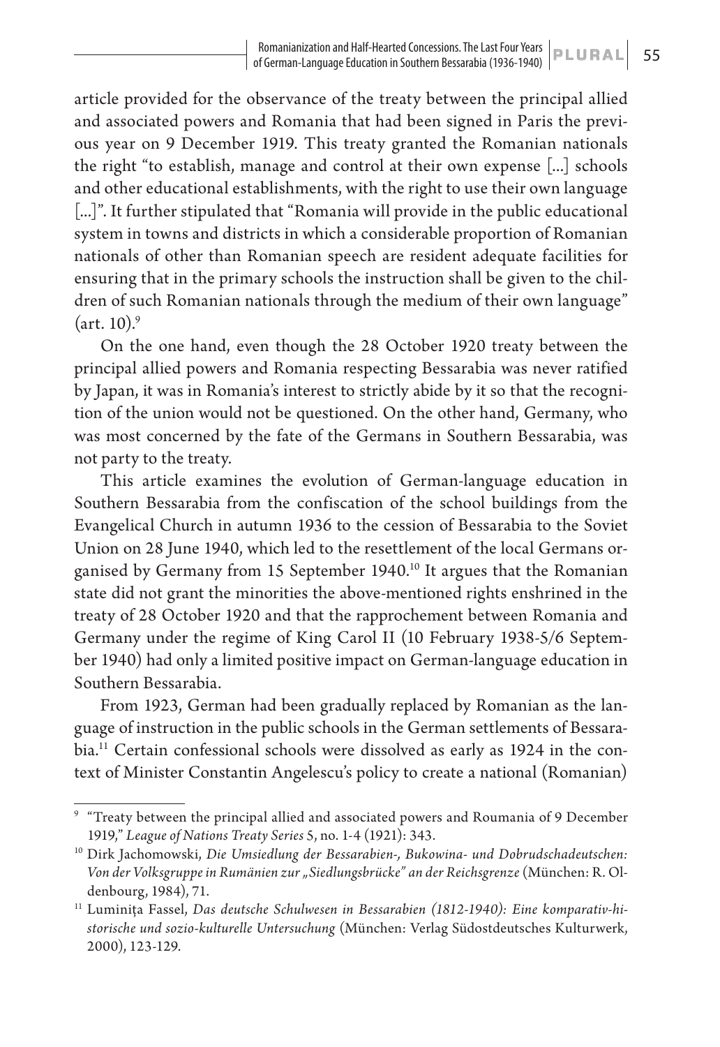article provided for the observance of the treaty between the principal allied and associated powers and Romania that had been signed in Paris the previous year on 9 December 1919. This treaty granted the Romanian nationals the right "to establish, manage and control at their own expense [...] schools and other educational establishments, with the right to use their own language [...]". It further stipulated that "Romania will provide in the public educational system in towns and districts in which a considerable proportion of Romanian nationals of other than Romanian speech are resident adequate facilities for ensuring that in the primary schools the instruction shall be given to the children of such Romanian nationals through the medium of their own language" (art. 10).[9]

On the one hand, even though the 28 October 1920 treaty between the principal allied powers and Romania respecting Bessarabia was never ratified by Japan, it was in Romania's interest to strictly abide by it so that the recognition of the union would not be questioned. On the other hand, Germany, who was most concerned by the fate of the Germans in Southern Bessarabia, was not party to the treaty.

This article examines the evolution of German-language education in Southern Bessarabia from the confiscation of the school buildings from the Evangelical Church in autumn 1936 to the cession of Bessarabia to the Soviet Union on 28 June 1940, which led to the resettlement of the local Germans organised by Germany from 15 September 1940.[10] It argues that the Romanian state did not grant the minorities the above-mentioned rights enshrined in the treaty of 28 October 1920 and that the rapprochement between Romania and Germany under the regime of King Carol II (10 February 1938-5/6 September 1940) had only a limited positive impact on German-language education in Southern Bessarabia.

From 1923, German had been gradually replaced by Romanian as the language of instruction in the public schools in the German settlements of Bessarabia.[11] Certain confessional schools were dissolved as early as 1924 in the context of Minister Constantin Angelescu's policy to create a national (Romanian)

---

[9] "Treaty between the principal allied and associated powers and Roumania of 9 December 1919," *League of Nations Treaty Series* 5, no. 1-4 (1921): 343.

[10] Dirk Jachomowski, *Die Umsiedlung der Bessarabien-, Bukowina- und Dobrudschadeutschen: Von der Volksgruppe in Rumänien zur „Siedlungsbrücke" an der Reichsgrenze* (München: R. Oldenbourg, 1984), 71.

[11] Luminița Fassel, *Das deutsche Schulwesen in Bessarabien (1812-1940): Eine komparativ-historische und sozio-kulturelle Untersuchung* (München: Verlag Südostdeutsches Kulturwerk, 2000), 123-129.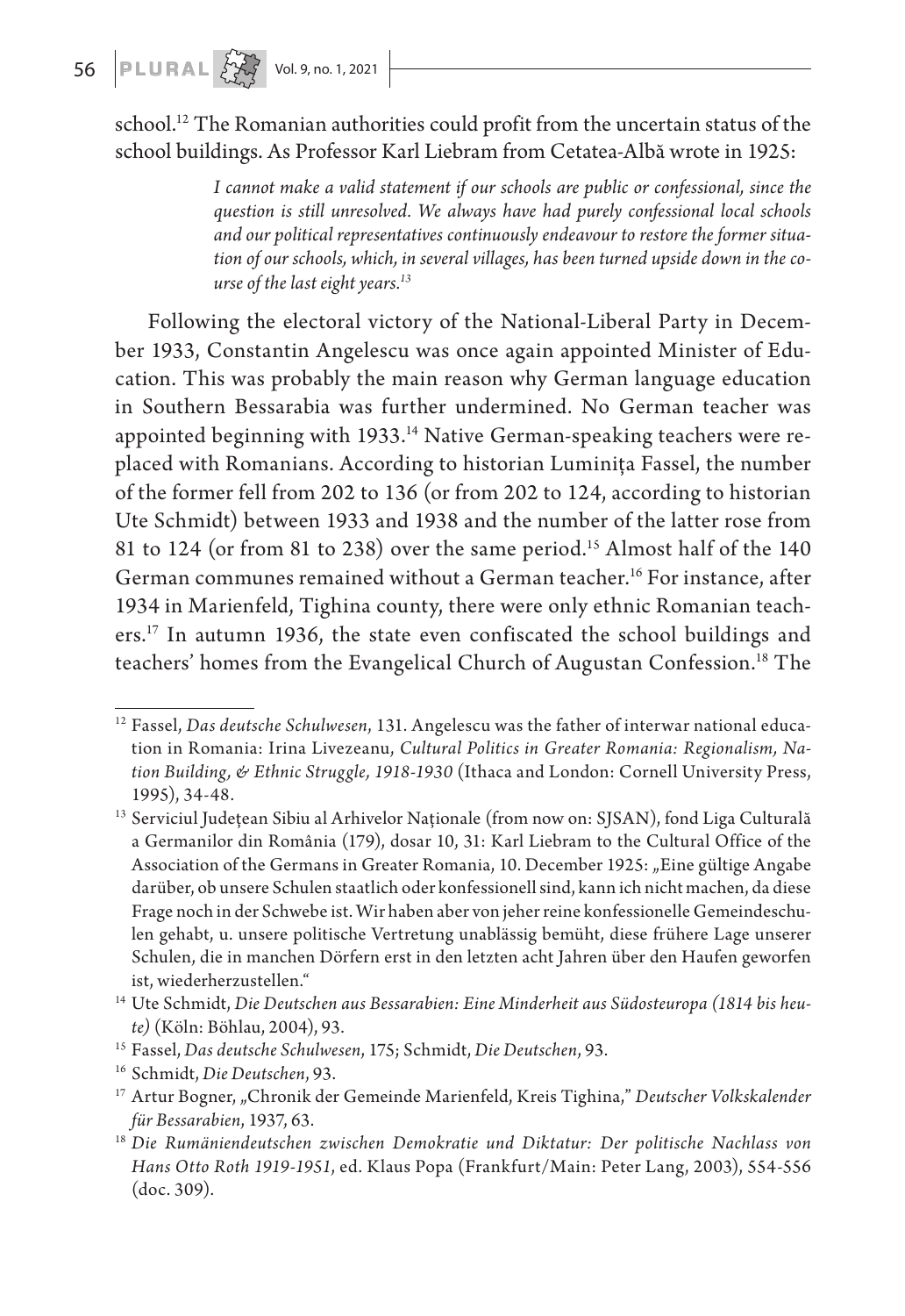school.[12] The Romanian authorities could profit from the uncertain status of the school buildings. As Professor Karl Liebram from Cetatea-Albă wrote in 1925:

> *I cannot make a valid statement if our schools are public or confessional, since the question is still unresolved. We always have had purely confessional local schools and our political representatives continuously endeavour to restore the former situation of our schools, which, in several villages, has been turned upside down in the course of the last eight years.*[13]

Following the electoral victory of the National-Liberal Party in December 1933, Constantin Angelescu was once again appointed Minister of Education. This was probably the main reason why German language education in Southern Bessarabia was further undermined. No German teacher was appointed beginning with 1933.[14] Native German-speaking teachers were replaced with Romanians. According to historian Luminița Fassel, the number of the former fell from 202 to 136 (or from 202 to 124, according to historian Ute Schmidt) between 1933 and 1938 and the number of the latter rose from 81 to 124 (or from 81 to 238) over the same period.[15] Almost half of the 140 German communes remained without a German teacher.[16] For instance, after 1934 in Marienfeld, Tighina county, there were only ethnic Romanian teachers.[17] In autumn 1936, the state even confiscated the school buildings and teachers' homes from the Evangelical Church of Augustan Confession.[18] The

---

[12] Fassel, *Das deutsche Schulwesen*, 131. Angelescu was the father of interwar national education in Romania: Irina Livezeanu, *Cultural Politics in Greater Romania: Regionalism, Nation Building, & Ethnic Struggle, 1918-1930* (Ithaca and London: Cornell University Press, 1995), 34-48.

[13] Serviciul Județean Sibiu al Arhivelor Naționale (from now on: SJSAN), fond Liga Culturală a Germanilor din România (179), dosar 10, 31: Karl Liebram to the Cultural Office of the Association of the Germans in Greater Romania, 10. December 1925: „Eine gültige Angabe darüber, ob unsere Schulen staatlich oder konfessionell sind, kann ich nicht machen, da diese Frage noch in der Schwebe ist. Wir haben aber von jeher reine konfessionelle Gemeindeschulen gehabt, u. unsere politische Vertretung unablässig bemüht, diese frühere Lage unserer Schulen, die in manchen Dörfern erst in den letzten acht Jahren über den Haufen geworfen ist, wiederherzustellen."

[14] Ute Schmidt, *Die Deutschen aus Bessarabien: Eine Minderheit aus Südosteuropa (1814 bis heute)* (Köln: Böhlau, 2004), 93.

[15] Fassel, *Das deutsche Schulwesen*, 175; Schmidt, *Die Deutschen*, 93.

[16] Schmidt, *Die Deutschen*, 93.

[17] Artur Bogner, „Chronik der Gemeinde Marienfeld, Kreis Tighina," *Deutscher Volkskalender für Bessarabien*, 1937, 63.

[18] *Die Rumäniendeutschen zwischen Demokratie und Diktatur: Der politische Nachlass von Hans Otto Roth 1919-1951*, ed. Klaus Popa (Frankfurt/Main: Peter Lang, 2003), 554-556 (doc. 309).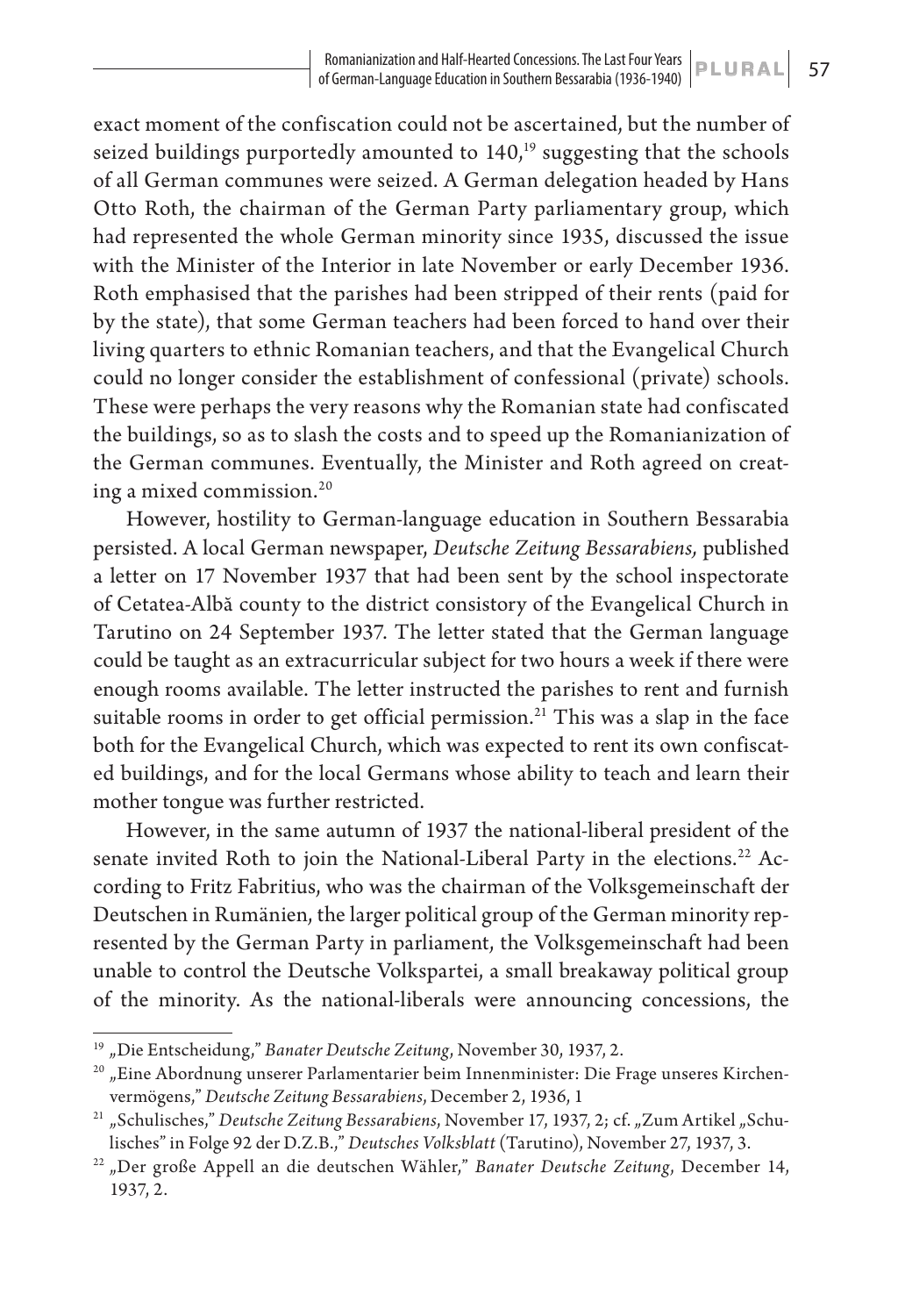exact moment of the confiscation could not be ascertained, but the number of seized buildings purportedly amounted to 140,[19] suggesting that the schools of all German communes were seized. A German delegation headed by Hans Otto Roth, the chairman of the German Party parliamentary group, which had represented the whole German minority since 1935, discussed the issue with the Minister of the Interior in late November or early December 1936. Roth emphasised that the parishes had been stripped of their rents (paid for by the state), that some German teachers had been forced to hand over their living quarters to ethnic Romanian teachers, and that the Evangelical Church could no longer consider the establishment of confessional (private) schools. These were perhaps the very reasons why the Romanian state had confiscated the buildings, so as to slash the costs and to speed up the Romanianization of the German communes. Eventually, the Minister and Roth agreed on creating a mixed commission.[20]

However, hostility to German-language education in Southern Bessarabia persisted. A local German newspaper, *Deutsche Zeitung Bessarabiens,* published a letter on 17 November 1937 that had been sent by the school inspectorate of Cetatea-Albă county to the district consistory of the Evangelical Church in Tarutino on 24 September 1937. The letter stated that the German language could be taught as an extracurricular subject for two hours a week if there were enough rooms available. The letter instructed the parishes to rent and furnish suitable rooms in order to get official permission.[21] This was a slap in the face both for the Evangelical Church, which was expected to rent its own confiscated buildings, and for the local Germans whose ability to teach and learn their mother tongue was further restricted.

However, in the same autumn of 1937 the national-liberal president of the senate invited Roth to join the National-Liberal Party in the elections.[22] According to Fritz Fabritius, who was the chairman of the Volksgemeinschaft der Deutschen in Rumänien, the larger political group of the German minority represented by the German Party in parliament, the Volksgemeinschaft had been unable to control the Deutsche Volkspartei, a small breakaway political group of the minority. As the national-liberals were announcing concessions, the

---

[19] „Die Entscheidung," *Banater Deutsche Zeitung*, November 30, 1937, 2.

[20] „Eine Abordnung unserer Parlamentarier beim Innenminister: Die Frage unseres Kirchenvermögens," *Deutsche Zeitung Bessarabiens*, December 2, 1936, 1

[21] „Schulisches," *Deutsche Zeitung Bessarabiens*, November 17, 1937, 2; cf. „Zum Artikel „Schulisches" in Folge 92 der D.Z.B.," *Deutsches Volksblatt* (Tarutino), November 27, 1937, 3.

[22] „Der große Appell an die deutschen Wähler," *Banater Deutsche Zeitung*, December 14, 1937, 2.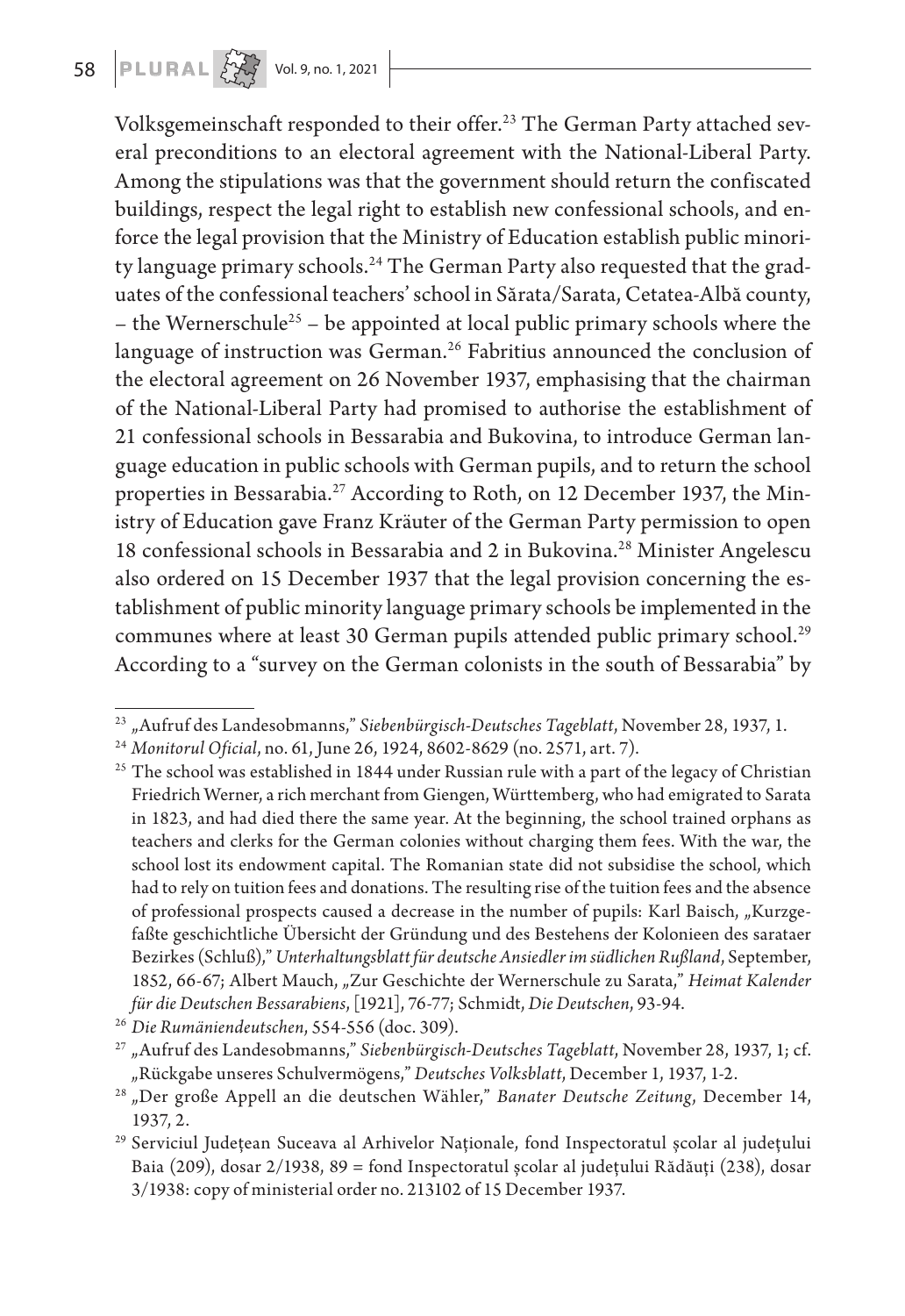Volksgemeinschaft responded to their offer.[23] The German Party attached several preconditions to an electoral agreement with the National-Liberal Party. Among the stipulations was that the government should return the confiscated buildings, respect the legal right to establish new confessional schools, and enforce the legal provision that the Ministry of Education establish public minority language primary schools.[24] The German Party also requested that the graduates of the confessional teachers' school in Sărata/Sarata, Cetatea-Albă county, – the Wernerschule[25] – be appointed at local public primary schools where the language of instruction was German.[26] Fabritius announced the conclusion of the electoral agreement on 26 November 1937, emphasising that the chairman of the National-Liberal Party had promised to authorise the establishment of 21 confessional schools in Bessarabia and Bukovina, to introduce German language education in public schools with German pupils, and to return the school properties in Bessarabia.[27] According to Roth, on 12 December 1937, the Ministry of Education gave Franz Kräuter of the German Party permission to open 18 confessional schools in Bessarabia and 2 in Bukovina.[28] Minister Angelescu also ordered on 15 December 1937 that the legal provision concerning the establishment of public minority language primary schools be implemented in the communes where at least 30 German pupils attended public primary school.[29] According to a "survey on the German colonists in the south of Bessarabia" by

---

[23] „Aufruf des Landesobmanns," *Siebenbürgisch-Deutsches Tageblatt*, November 28, 1937, 1.

[24] *Monitorul Oficial*, no. 61, June 26, 1924, 8602-8629 (no. 2571, art. 7).

[25] The school was established in 1844 under Russian rule with a part of the legacy of Christian Friedrich Werner, a rich merchant from Giengen, Württemberg, who had emigrated to Sarata in 1823, and had died there the same year. At the beginning, the school trained orphans as teachers and clerks for the German colonies without charging them fees. With the war, the school lost its endowment capital. The Romanian state did not subsidise the school, which had to rely on tuition fees and donations. The resulting rise of the tuition fees and the absence of professional prospects caused a decrease in the number of pupils: Karl Baisch, „Kurzgefaßte geschichtliche Übersicht der Gründung und des Bestehens der Kolonieen des sarataer Bezirkes (Schluß)," *Unterhaltungsblatt für deutsche Ansiedler im südlichen Rußland*, September, 1852, 66-67; Albert Mauch, „Zur Geschichte der Wernerschule zu Sarata," *Heimat Kalender für die Deutschen Bessarabiens*, [1921], 76-77; Schmidt, *Die Deutschen*, 93-94.

[26] *Die Rumäniendeutschen*, 554-556 (doc. 309).

[27] „Aufruf des Landesobmanns," *Siebenbürgisch-Deutsches Tageblatt*, November 28, 1937, 1; cf. „Rückgabe unseres Schulvermögens," *Deutsches Volksblatt*, December 1, 1937, 1-2.

[28] „Der große Appell an die deutschen Wähler," *Banater Deutsche Zeitung*, December 14, 1937, 2.

[29] Serviciul Județean Suceava al Arhivelor Naționale, fond Inspectoratul școlar al județului Baia (209), dosar 2/1938, 89 = fond Inspectoratul școlar al județului Rădăuți (238), dosar 3/1938: copy of ministerial order no. 213102 of 15 December 1937.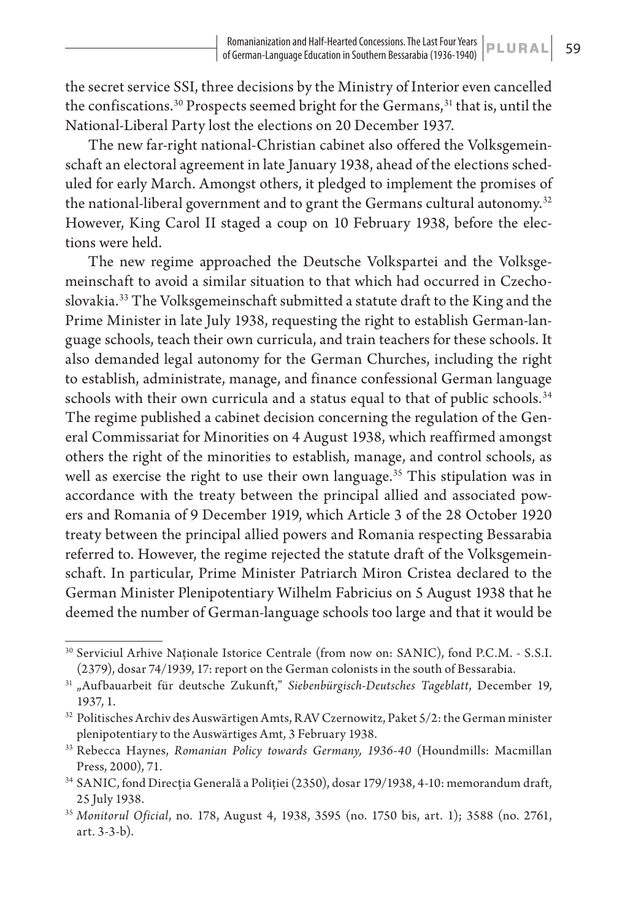the secret service SSI, three decisions by the Ministry of Interior even cancelled the confiscations.[30] Prospects seemed bright for the Germans,[31] that is, until the National-Liberal Party lost the elections on 20 December 1937.

The new far-right national-Christian cabinet also offered the Volksgemeinschaft an electoral agreement in late January 1938, ahead of the elections scheduled for early March. Amongst others, it pledged to implement the promises of the national-liberal government and to grant the Germans cultural autonomy.[32] However, King Carol II staged a coup on 10 February 1938, before the elections were held.

The new regime approached the Deutsche Volkspartei and the Volksgemeinschaft to avoid a similar situation to that which had occurred in Czechoslovakia.[33] The Volksgemeinschaft submitted a statute draft to the King and the Prime Minister in late July 1938, requesting the right to establish German-language schools, teach their own curricula, and train teachers for these schools. It also demanded legal autonomy for the German Churches, including the right to establish, administrate, manage, and finance confessional German language schools with their own curricula and a status equal to that of public schools.[34] The regime published a cabinet decision concerning the regulation of the General Commissariat for Minorities on 4 August 1938, which reaffirmed amongst others the right of the minorities to establish, manage, and control schools, as well as exercise the right to use their own language.[35] This stipulation was in accordance with the treaty between the principal allied and associated powers and Romania of 9 December 1919, which Article 3 of the 28 October 1920 treaty between the principal allied powers and Romania respecting Bessarabia referred to. However, the regime rejected the statute draft of the Volksgemeinschaft. In particular, Prime Minister Patriarch Miron Cristea declared to the German Minister Plenipotentiary Wilhelm Fabricius on 5 August 1938 that he deemed the number of German-language schools too large and that it would be

---

[30] Serviciul Arhive Naționale Istorice Centrale (from now on: SANIC), fond P.C.M. - S.S.I. (2379), dosar 74/1939, 17: report on the German colonists in the south of Bessarabia.

[31] „Aufbauarbeit für deutsche Zukunft," *Siebenbürgisch-Deutsches Tageblatt*, December 19, 1937, 1.

[32] Politisches Archiv des Auswärtigen Amts, RAV Czernowitz, Paket 5/2: the German minister plenipotentiary to the Auswärtiges Amt, 3 February 1938.

[33] Rebecca Haynes, *Romanian Policy towards Germany, 1936-40* (Houndmills: Macmillan Press, 2000), 71.

[34] SANIC, fond Direcția Generală a Poliției (2350), dosar 179/1938, 4-10: memorandum draft, 25 July 1938.

[35] *Monitorul Oficial*, no. 178, August 4, 1938, 3595 (no. 1750 bis, art. 1); 3588 (no. 2761, art. 3-3-b).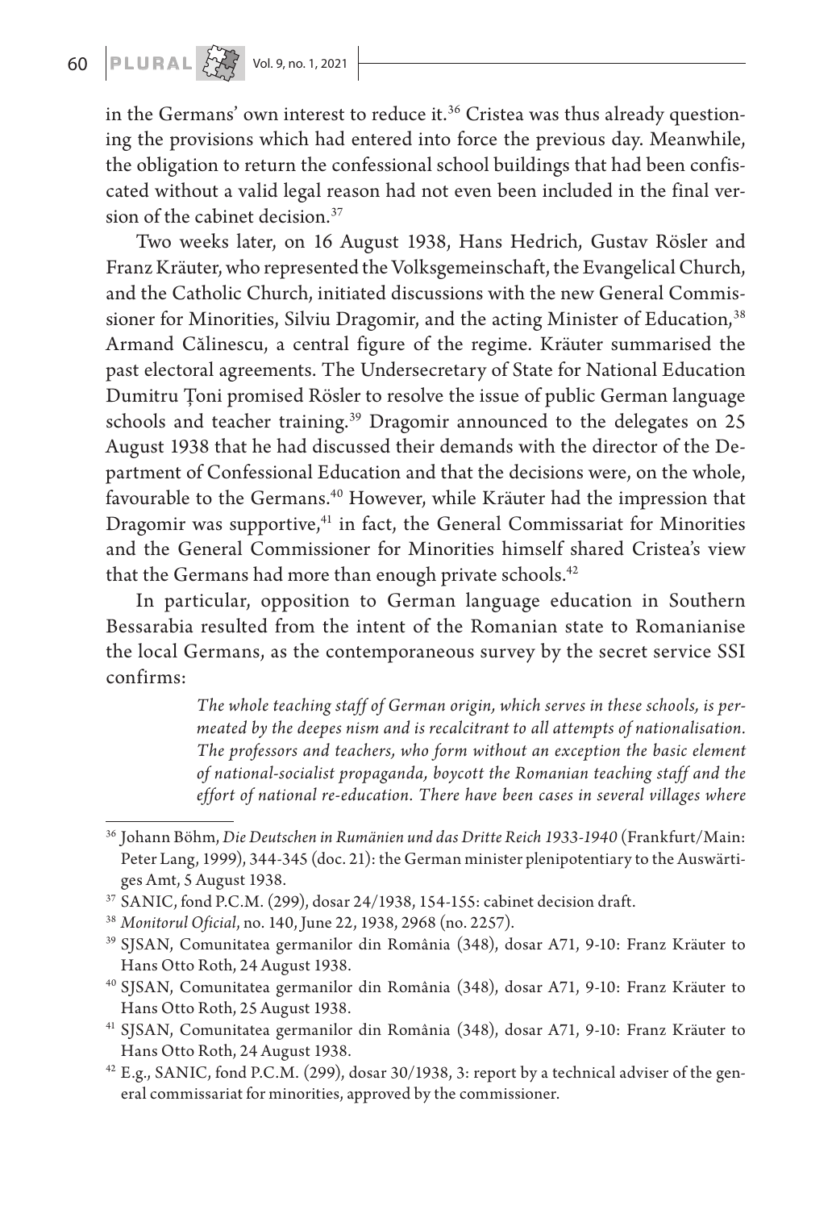in the Germans' own interest to reduce it.[36] Cristea was thus already questioning the provisions which had entered into force the previous day. Meanwhile, the obligation to return the confessional school buildings that had been confiscated without a valid legal reason had not even been included in the final version of the cabinet decision.[37]

Two weeks later, on 16 August 1938, Hans Hedrich, Gustav Rösler and Franz Kräuter, who represented the Volksgemeinschaft, the Evangelical Church, and the Catholic Church, initiated discussions with the new General Commissioner for Minorities, Silviu Dragomir, and the acting Minister of Education,[38] Armand Călinescu, a central figure of the regime. Kräuter summarised the past electoral agreements. The Undersecretary of State for National Education Dumitru Țoni promised Rösler to resolve the issue of public German language schools and teacher training.[39] Dragomir announced to the delegates on 25 August 1938 that he had discussed their demands with the director of the Department of Confessional Education and that the decisions were, on the whole, favourable to the Germans.[40] However, while Kräuter had the impression that Dragomir was supportive,[41] in fact, the General Commissariat for Minorities and the General Commissioner for Minorities himself shared Cristea's view that the Germans had more than enough private schools.[42]

In particular, opposition to German language education in Southern Bessarabia resulted from the intent of the Romanian state to Romanianise the local Germans, as the contemporaneous survey by the secret service SSI confirms:

> *The whole teaching staff of German origin, which serves in these schools, is permeated by the deepes nism and is recalcitrant to all attempts of nationalisation. The professors and teachers, who form without an exception the basic element of national-socialist propaganda, boycott the Romanian teaching staff and the effort of national re-education. There have been cases in several villages where*

---

[36] Johann Böhm, *Die Deutschen in Rumänien und das Dritte Reich 1933-1940* (Frankfurt/Main: Peter Lang, 1999), 344-345 (doc. 21): the German minister plenipotentiary to the Auswärtiges Amt, 5 August 1938.

[37] SANIC, fond P.C.M. (299), dosar 24/1938, 154-155: cabinet decision draft.

[38] *Monitorul Oficial*, no. 140, June 22, 1938, 2968 (no. 2257).

[39] SJSAN, Comunitatea germanilor din România (348), dosar A71, 9-10: Franz Kräuter to Hans Otto Roth, 24 August 1938.

[40] SJSAN, Comunitatea germanilor din România (348), dosar A71, 9-10: Franz Kräuter to Hans Otto Roth, 25 August 1938.

[41] SJSAN, Comunitatea germanilor din România (348), dosar A71, 9-10: Franz Kräuter to Hans Otto Roth, 24 August 1938.

[42] E.g., SANIC, fond P.C.M. (299), dosar 30/1938, 3: report by a technical adviser of the general commissariat for minorities, approved by the commissioner.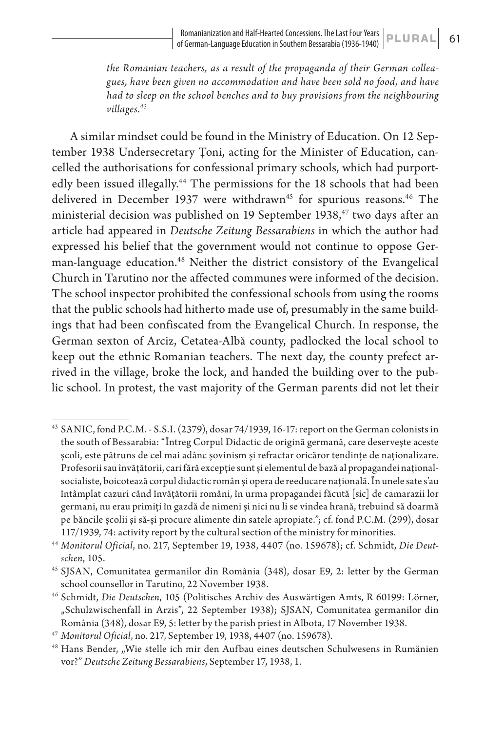*the Romanian teachers, as a result of the propaganda of their German colleagues, have been given no accommodation and have been sold no food, and have had to sleep on the school benches and to buy provisions from the neighbouring villages.*[43]

A similar mindset could be found in the Ministry of Education. On 12 September 1938 Undersecretary Țoni, acting for the Minister of Education, cancelled the authorisations for confessional primary schools, which had purportedly been issued illegally.[44] The permissions for the 18 schools that had been delivered in December 1937 were withdrawn[45] for spurious reasons.[46] The ministerial decision was published on 19 September 1938,[47] two days after an article had appeared in *Deutsche Zeitung Bessarabiens* in which the author had expressed his belief that the government would not continue to oppose German-language education.[48] Neither the district consistory of the Evangelical Church in Tarutino nor the affected communes were informed of the decision. The school inspector prohibited the confessional schools from using the rooms that the public schools had hitherto made use of, presumably in the same buildings that had been confiscated from the Evangelical Church. In response, the German sexton of Arciz, Cetatea-Albă county, padlocked the local school to keep out the ethnic Romanian teachers. The next day, the county prefect arrived in the village, broke the lock, and handed the building over to the public school. In protest, the vast majority of the German parents did not let their

---

[43] SANIC, fond P.C.M. - S.S.I. (2379), dosar 74/1939, 16-17: report on the German colonists in the south of Bessarabia: "Întreg Corpul Didactic de origină germană, care deservește aceste școli, este pătruns de cel mai adânc șovinism și refractar oricăror tendințe de naționalizare. Profesorii sau învățătorii, cari fără excepție sunt și elementul de bază al propagandei național-socialiste, boicotează corpul didactic român și opera de reeducare națională. În unele sate s'au întâmplat cazuri când învățătorii români, în urma propagandei făcută [sic] de camarazii lor germani, nu erau primiți în gazdă de nimeni și nici nu li se vindea hrană, trebuind să doarmă pe băncile școlii și să-și procure alimente din satele apropiate."; cf. fond P.C.M. (299), dosar 117/1939, 74: activity report by the cultural section of the ministry for minorities.

[44] *Monitorul Oficial*, no. 217, September 19, 1938, 4407 (no. 159678); cf. Schmidt, *Die Deutschen*, 105.

[45] SJSAN, Comunitatea germanilor din România (348), dosar E9, 2: letter by the German school counsellor in Tarutino, 22 November 1938.

[46] Schmidt, *Die Deutschen*, 105 (Politisches Archiv des Auswärtigen Amts, R 60199: Lörner, „Schulzwischenfall in Arzis", 22 September 1938); SJSAN, Comunitatea germanilor din România (348), dosar E9, 5: letter by the parish priest in Albota, 17 November 1938.

[47] *Monitorul Oficial*, no. 217, September 19, 1938, 4407 (no. 159678).

[48] Hans Bender, „Wie stelle ich mir den Aufbau eines deutschen Schulwesens in Rumänien vor?" *Deutsche Zeitung Bessarabiens*, September 17, 1938, 1.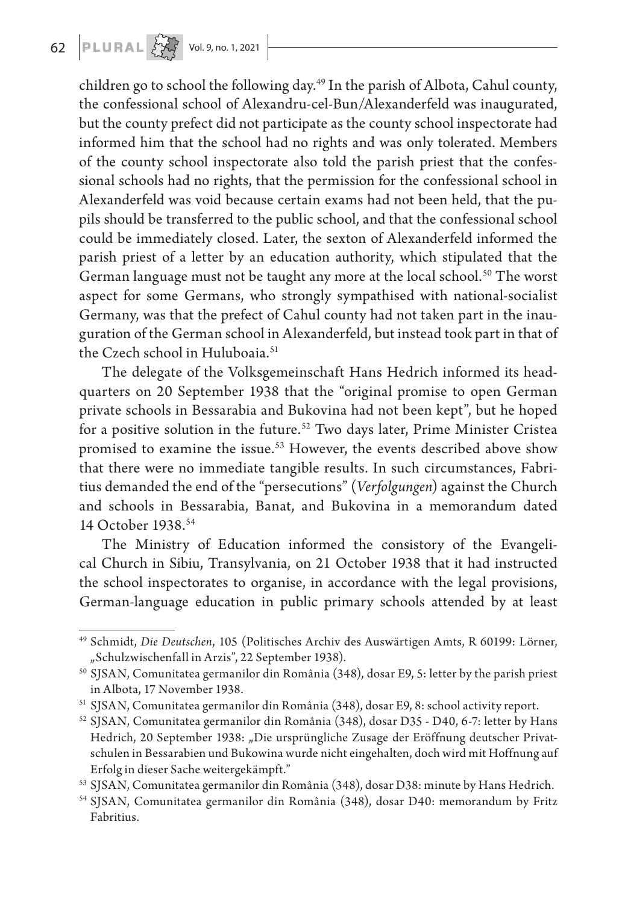children go to school the following day.[49] In the parish of Albota, Cahul county, the confessional school of Alexandru-cel-Bun/Alexanderfeld was inaugurated, but the county prefect did not participate as the county school inspectorate had informed him that the school had no rights and was only tolerated. Members of the county school inspectorate also told the parish priest that the confessional schools had no rights, that the permission for the confessional school in Alexanderfeld was void because certain exams had not been held, that the pupils should be transferred to the public school, and that the confessional school could be immediately closed. Later, the sexton of Alexanderfeld informed the parish priest of a letter by an education authority, which stipulated that the German language must not be taught any more at the local school.[50] The worst aspect for some Germans, who strongly sympathised with national-socialist Germany, was that the prefect of Cahul county had not taken part in the inauguration of the German school in Alexanderfeld, but instead took part in that of the Czech school in Huluboaia.[51]

The delegate of the Volksgemeinschaft Hans Hedrich informed its headquarters on 20 September 1938 that the "original promise to open German private schools in Bessarabia and Bukovina had not been kept", but he hoped for a positive solution in the future.[52] Two days later, Prime Minister Cristea promised to examine the issue.[53] However, the events described above show that there were no immediate tangible results. In such circumstances, Fabritius demanded the end of the "persecutions" (*Verfolgungen*) against the Church and schools in Bessarabia, Banat, and Bukovina in a memorandum dated 14 October 1938.[54]

The Ministry of Education informed the consistory of the Evangelical Church in Sibiu, Transylvania, on 21 October 1938 that it had instructed the school inspectorates to organise, in accordance with the legal provisions, German-language education in public primary schools attended by at least

---

[49] Schmidt, *Die Deutschen*, 105 (Politisches Archiv des Auswärtigen Amts, R 60199: Lörner, „Schulzwischenfall in Arzis", 22 September 1938).

[50] SJSAN, Comunitatea germanilor din România (348), dosar E9, 5: letter by the parish priest in Albota, 17 November 1938.

[51] SJSAN, Comunitatea germanilor din România (348), dosar E9, 8: school activity report.

[52] SJSAN, Comunitatea germanilor din România (348), dosar D35 - D40, 6-7: letter by Hans Hedrich, 20 September 1938: „Die ursprüngliche Zusage der Eröffnung deutscher Privatschulen in Bessarabien und Bukowina wurde nicht eingehalten, doch wird mit Hoffnung auf Erfolg in dieser Sache weitergekämpft."

[53] SJSAN, Comunitatea germanilor din România (348), dosar D38: minute by Hans Hedrich.

[54] SJSAN, Comunitatea germanilor din România (348), dosar D40: memorandum by Fritz Fabritius.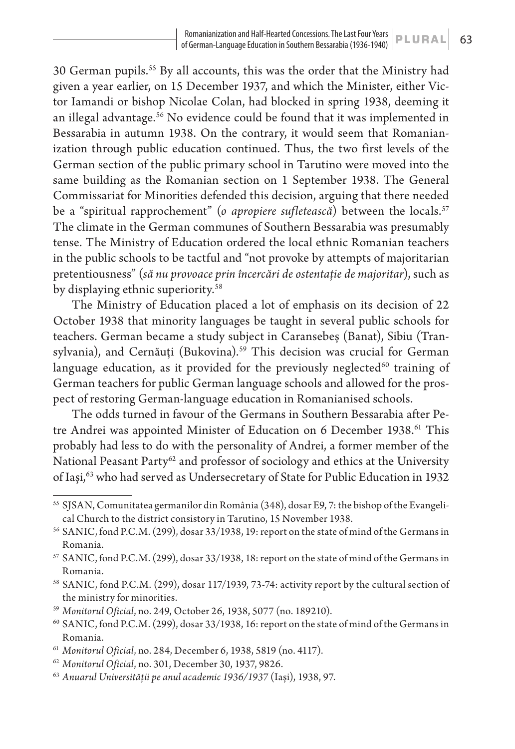30 German pupils.[55] By all accounts, this was the order that the Ministry had given a year earlier, on 15 December 1937, and which the Minister, either Victor Iamandi or bishop Nicolae Colan, had blocked in spring 1938, deeming it an illegal advantage.[56] No evidence could be found that it was implemented in Bessarabia in autumn 1938. On the contrary, it would seem that Romanianization through public education continued. Thus, the two first levels of the German section of the public primary school in Tarutino were moved into the same building as the Romanian section on 1 September 1938. The General Commissariat for Minorities defended this decision, arguing that there needed be a "spiritual rapprochement" (*o apropiere sufletească*) between the locals.[57] The climate in the German communes of Southern Bessarabia was presumably tense. The Ministry of Education ordered the local ethnic Romanian teachers in the public schools to be tactful and "not provoke by attempts of majoritarian pretentiousness" (*să nu provoace prin încercări de ostentație de majoritar*), such as by displaying ethnic superiority.[58]

The Ministry of Education placed a lot of emphasis on its decision of 22 October 1938 that minority languages be taught in several public schools for teachers. German became a study subject in Caransebeș (Banat), Sibiu (Transylvania), and Cernăuți (Bukovina).[59] This decision was crucial for German language education, as it provided for the previously neglected[60] training of German teachers for public German language schools and allowed for the prospect of restoring German-language education in Romanianised schools.

The odds turned in favour of the Germans in Southern Bessarabia after Petre Andrei was appointed Minister of Education on 6 December 1938.[61] This probably had less to do with the personality of Andrei, a former member of the National Peasant Party[62] and professor of sociology and ethics at the University of Iași,[63] who had served as Undersecretary of State for Public Education in 1932

[55] SJSAN, Comunitatea germanilor din România (348), dosar E9, 7: the bishop of the Evangelical Church to the district consistory in Tarutino, 15 November 1938.

[56] SANIC, fond P.C.M. (299), dosar 33/1938, 19: report on the state of mind of the Germans in Romania.

[57] SANIC, fond P.C.M. (299), dosar 33/1938, 18: report on the state of mind of the Germans in Romania.

[58] SANIC, fond P.C.M. (299), dosar 117/1939, 73-74: activity report by the cultural section of the ministry for minorities.

[59] *Monitorul Oficial*, no. 249, October 26, 1938, 5077 (no. 189210).

[60] SANIC, fond P.C.M. (299), dosar 33/1938, 16: report on the state of mind of the Germans in Romania.

[61] *Monitorul Oficial*, no. 284, December 6, 1938, 5819 (no. 4117).

[62] *Monitorul Oficial*, no. 301, December 30, 1937, 9826.

[63] *Anuarul Universității pe anul academic 1936/1937* (Iași), 1938, 97.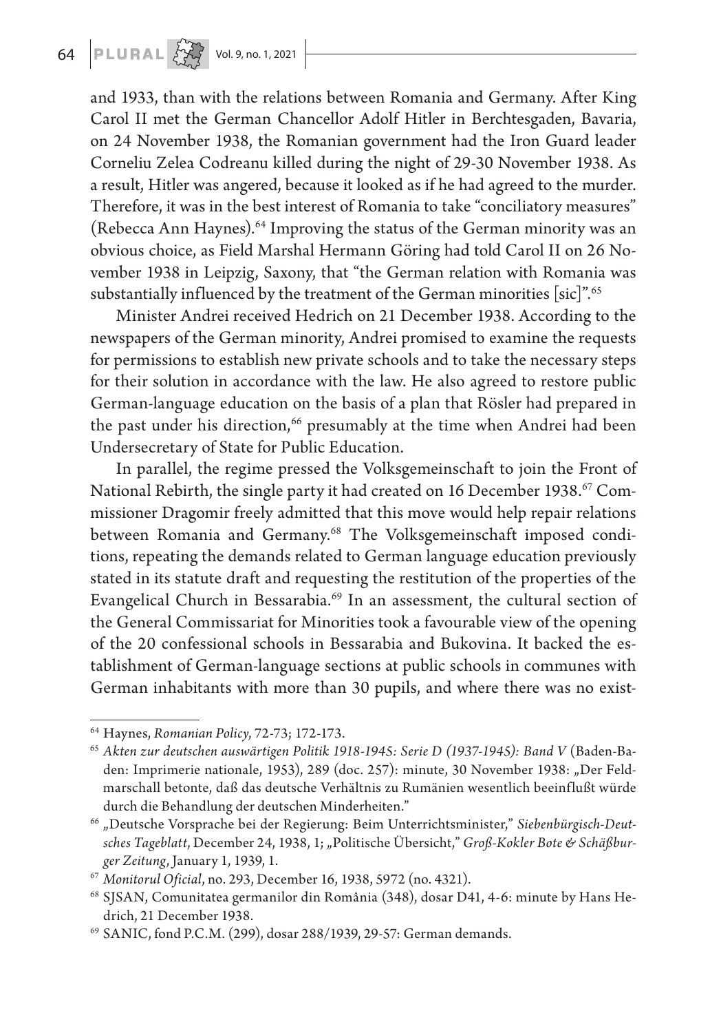and 1933, than with the relations between Romania and Germany. After King Carol II met the German Chancellor Adolf Hitler in Berchtesgaden, Bavaria, on 24 November 1938, the Romanian government had the Iron Guard leader Corneliu Zelea Codreanu killed during the night of 29-30 November 1938. As a result, Hitler was angered, because it looked as if he had agreed to the murder. Therefore, it was in the best interest of Romania to take "conciliatory measures" (Rebecca Ann Haynes).[64] Improving the status of the German minority was an obvious choice, as Field Marshal Hermann Göring had told Carol II on 26 November 1938 in Leipzig, Saxony, that "the German relation with Romania was substantially influenced by the treatment of the German minorities [sic]".[65]

Minister Andrei received Hedrich on 21 December 1938. According to the newspapers of the German minority, Andrei promised to examine the requests for permissions to establish new private schools and to take the necessary steps for their solution in accordance with the law. He also agreed to restore public German-language education on the basis of a plan that Rösler had prepared in the past under his direction,[66] presumably at the time when Andrei had been Undersecretary of State for Public Education.

In parallel, the regime pressed the Volksgemeinschaft to join the Front of National Rebirth, the single party it had created on 16 December 1938.[67] Commissioner Dragomir freely admitted that this move would help repair relations between Romania and Germany.[68] The Volksgemeinschaft imposed conditions, repeating the demands related to German language education previously stated in its statute draft and requesting the restitution of the properties of the Evangelical Church in Bessarabia.[69] In an assessment, the cultural section of the General Commissariat for Minorities took a favourable view of the opening of the 20 confessional schools in Bessarabia and Bukovina. It backed the establishment of German-language sections at public schools in communes with German inhabitants with more than 30 pupils, and where there was no exist-

---

[64] Haynes, *Romanian Policy*, 72-73; 172-173.

[65] *Akten zur deutschen auswärtigen Politik 1918-1945: Serie D (1937-1945): Band V* (Baden-Baden: Imprimerie nationale, 1953), 289 (doc. 257): minute, 30 November 1938: „Der Feldmarschall betonte, daß das deutsche Verhältnis zu Rumänien wesentlich beeinflußt würde durch die Behandlung der deutschen Minderheiten."

[66] „Deutsche Vorsprache bei der Regierung: Beim Unterrichtsminister," *Siebenbürgisch-Deutsches Tageblatt*, December 24, 1938, 1; „Politische Übersicht," *Groß-Kokler Bote & Schäßburger Zeitung*, January 1, 1939, 1.

[67] *Monitorul Oficial*, no. 293, December 16, 1938, 5972 (no. 4321).

[68] SJSAN, Comunitatea germanilor din România (348), dosar D41, 4-6: minute by Hans Hedrich, 21 December 1938.

[69] SANIC, fond P.C.M. (299), dosar 288/1939, 29-57: German demands.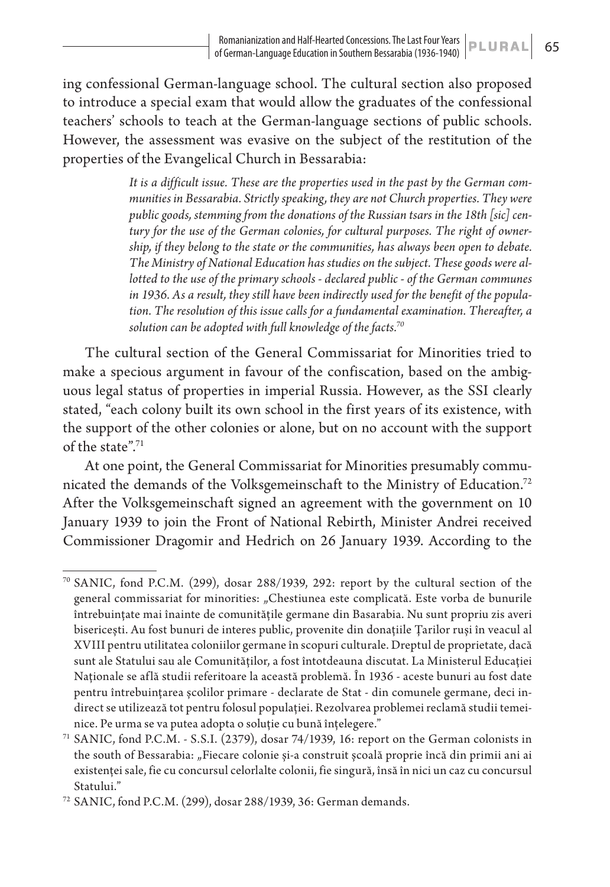ing confessional German-language school. The cultural section also proposed to introduce a special exam that would allow the graduates of the confessional teachers' schools to teach at the German-language sections of public schools. However, the assessment was evasive on the subject of the restitution of the properties of the Evangelical Church in Bessarabia:

> *It is a difficult issue. These are the properties used in the past by the German communities in Bessarabia. Strictly speaking, they are not Church properties. They were public goods, stemming from the donations of the Russian tsars in the 18th [sic] century for the use of the German colonies, for cultural purposes. The right of ownership, if they belong to the state or the communities, has always been open to debate. The Ministry of National Education has studies on the subject. These goods were allotted to the use of the primary schools - declared public - of the German communes in 1936. As a result, they still have been indirectly used for the benefit of the population. The resolution of this issue calls for a fundamental examination. Thereafter, a solution can be adopted with full knowledge of the facts.*[70]

The cultural section of the General Commissariat for Minorities tried to make a specious argument in favour of the confiscation, based on the ambiguous legal status of properties in imperial Russia. However, as the SSI clearly stated, "each colony built its own school in the first years of its existence, with the support of the other colonies or alone, but on no account with the support of the state".[71]

At one point, the General Commissariat for Minorities presumably communicated the demands of the Volksgemeinschaft to the Ministry of Education.[72] After the Volksgemeinschaft signed an agreement with the government on 10 January 1939 to join the Front of National Rebirth, Minister Andrei received Commissioner Dragomir and Hedrich on 26 January 1939. According to the

---

[70] SANIC, fond P.C.M. (299), dosar 288/1939, 292: report by the cultural section of the general commissariat for minorities: „Chestiunea este complicată. Este vorba de bunurile întrebuințate mai înainte de comunitățile germane din Basarabia. Nu sunt propriu zis averi bisericești. Au fost bunuri de interes public, provenite din donațiile Țarilor ruși în veacul al XVIII pentru utilitatea coloniilor germane în scopuri culturale. Dreptul de proprietate, dacă sunt ale Statului sau ale Comunităților, a fost întotdeauna discutat. La Ministerul Educației Naționale se află studii referitoare la această problemă. În 1936 - aceste bunuri au fost date pentru întrebuințarea școlilor primare - declarate de Stat - din comunele germane, deci indirect se utilizează tot pentru folosul populației. Rezolvarea problemei reclamă studii temeinice. Pe urma se va putea adopta o soluție cu bună înțelegere."

[71] SANIC, fond P.C.M. - S.S.I. (2379), dosar 74/1939, 16: report on the German colonists in the south of Bessarabia: „Fiecare colonie și-a construit școală proprie încă din primii ani ai existenței sale, fie cu concursul celorlalte colonii, fie singură, însă în nici un caz cu concursul Statului."

[72] SANIC, fond P.C.M. (299), dosar 288/1939, 36: German demands.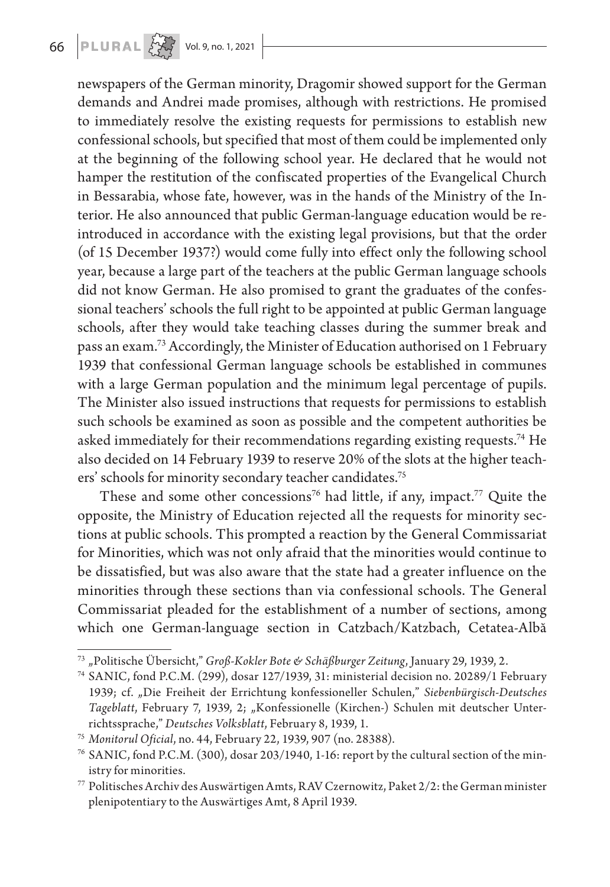newspapers of the German minority, Dragomir showed support for the German demands and Andrei made promises, although with restrictions. He promised to immediately resolve the existing requests for permissions to establish new confessional schools, but specified that most of them could be implemented only at the beginning of the following school year. He declared that he would not hamper the restitution of the confiscated properties of the Evangelical Church in Bessarabia, whose fate, however, was in the hands of the Ministry of the Interior. He also announced that public German-language education would be reintroduced in accordance with the existing legal provisions, but that the order (of 15 December 1937?) would come fully into effect only the following school year, because a large part of the teachers at the public German language schools did not know German. He also promised to grant the graduates of the confessional teachers' schools the full right to be appointed at public German language schools, after they would take teaching classes during the summer break and pass an exam.[73] Accordingly, the Minister of Education authorised on 1 February 1939 that confessional German language schools be established in communes with a large German population and the minimum legal percentage of pupils. The Minister also issued instructions that requests for permissions to establish such schools be examined as soon as possible and the competent authorities be asked immediately for their recommendations regarding existing requests.[74] He also decided on 14 February 1939 to reserve 20% of the slots at the higher teachers' schools for minority secondary teacher candidates.[75]

These and some other concessions[76] had little, if any, impact.[77] Quite the opposite, the Ministry of Education rejected all the requests for minority sections at public schools. This prompted a reaction by the General Commissariat for Minorities, which was not only afraid that the minorities would continue to be dissatisfied, but was also aware that the state had a greater influence on the minorities through these sections than via confessional schools. The General Commissariat pleaded for the establishment of a number of sections, among which one German-language section in Catzbach/Katzbach, Cetatea-Albă

---

[73] „Politische Übersicht," *Groß-Kokler Bote & Schäßburger Zeitung*, January 29, 1939, 2.

[74] SANIC, fond P.C.M. (299), dosar 127/1939, 31: ministerial decision no. 20289/1 February 1939; cf. „Die Freiheit der Errichtung konfessioneller Schulen," *Siebenbürgisch-Deutsches Tageblatt*, February 7, 1939, 2; „Konfessionelle (Kirchen-) Schulen mit deutscher Unterrichtssprache," *Deutsches Volksblatt*, February 8, 1939, 1.

[75] *Monitorul Oficial*, no. 44, February 22, 1939, 907 (no. 28388).

[76] SANIC, fond P.C.M. (300), dosar 203/1940, 1-16: report by the cultural section of the ministry for minorities.

[77] Politisches Archiv des Auswärtigen Amts, RAV Czernowitz, Paket 2/2: the German minister plenipotentiary to the Auswärtiges Amt, 8 April 1939.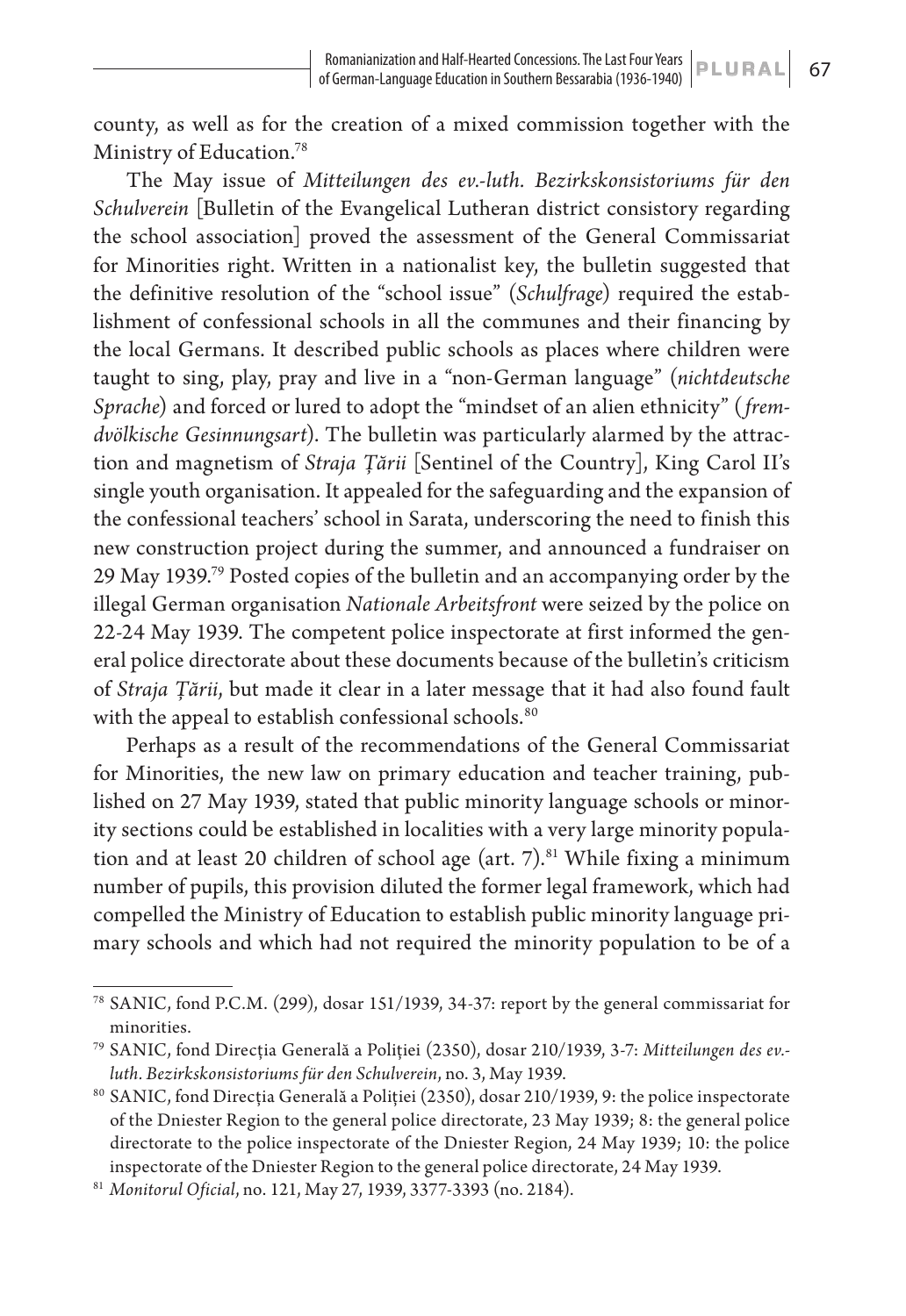county, as well as for the creation of a mixed commission together with the Ministry of Education.[78]

The May issue of *Mitteilungen des ev.-luth. Bezirkskonsistoriums für den Schulverein* [Bulletin of the Evangelical Lutheran district consistory regarding the school association] proved the assessment of the General Commissariat for Minorities right. Written in a nationalist key, the bulletin suggested that the definitive resolution of the "school issue" (*Schulfrage*) required the establishment of confessional schools in all the communes and their financing by the local Germans. It described public schools as places where children were taught to sing, play, pray and live in a "non-German language" (*nichtdeutsche Sprache*) and forced or lured to adopt the "mindset of an alien ethnicity" (*fremdvölkische Gesinnungsart*). The bulletin was particularly alarmed by the attraction and magnetism of *Straja Țării* [Sentinel of the Country], King Carol II's single youth organisation. It appealed for the safeguarding and the expansion of the confessional teachers' school in Sarata, underscoring the need to finish this new construction project during the summer, and announced a fundraiser on 29 May 1939.[79] Posted copies of the bulletin and an accompanying order by the illegal German organisation *Nationale Arbeitsfront* were seized by the police on 22-24 May 1939. The competent police inspectorate at first informed the general police directorate about these documents because of the bulletin's criticism of *Straja Țării*, but made it clear in a later message that it had also found fault with the appeal to establish confessional schools.[80]

Perhaps as a result of the recommendations of the General Commissariat for Minorities, the new law on primary education and teacher training, published on 27 May 1939, stated that public minority language schools or minority sections could be established in localities with a very large minority population and at least 20 children of school age (art. 7).[81] While fixing a minimum number of pupils, this provision diluted the former legal framework, which had compelled the Ministry of Education to establish public minority language primary schools and which had not required the minority population to be of a

---

[78] SANIC, fond P.C.M. (299), dosar 151/1939, 34-37: report by the general commissariat for minorities.

[79] SANIC, fond Direcția Generală a Poliției (2350), dosar 210/1939, 3-7: *Mitteilungen des ev.-luth. Bezirkskonsistoriums für den Schulverein*, no. 3, May 1939.

[80] SANIC, fond Direcția Generală a Poliției (2350), dosar 210/1939, 9: the police inspectorate of the Dniester Region to the general police directorate, 23 May 1939; 8: the general police directorate to the police inspectorate of the Dniester Region, 24 May 1939; 10: the police inspectorate of the Dniester Region to the general police directorate, 24 May 1939.

[81] *Monitorul Oficial*, no. 121, May 27, 1939, 3377-3393 (no. 2184).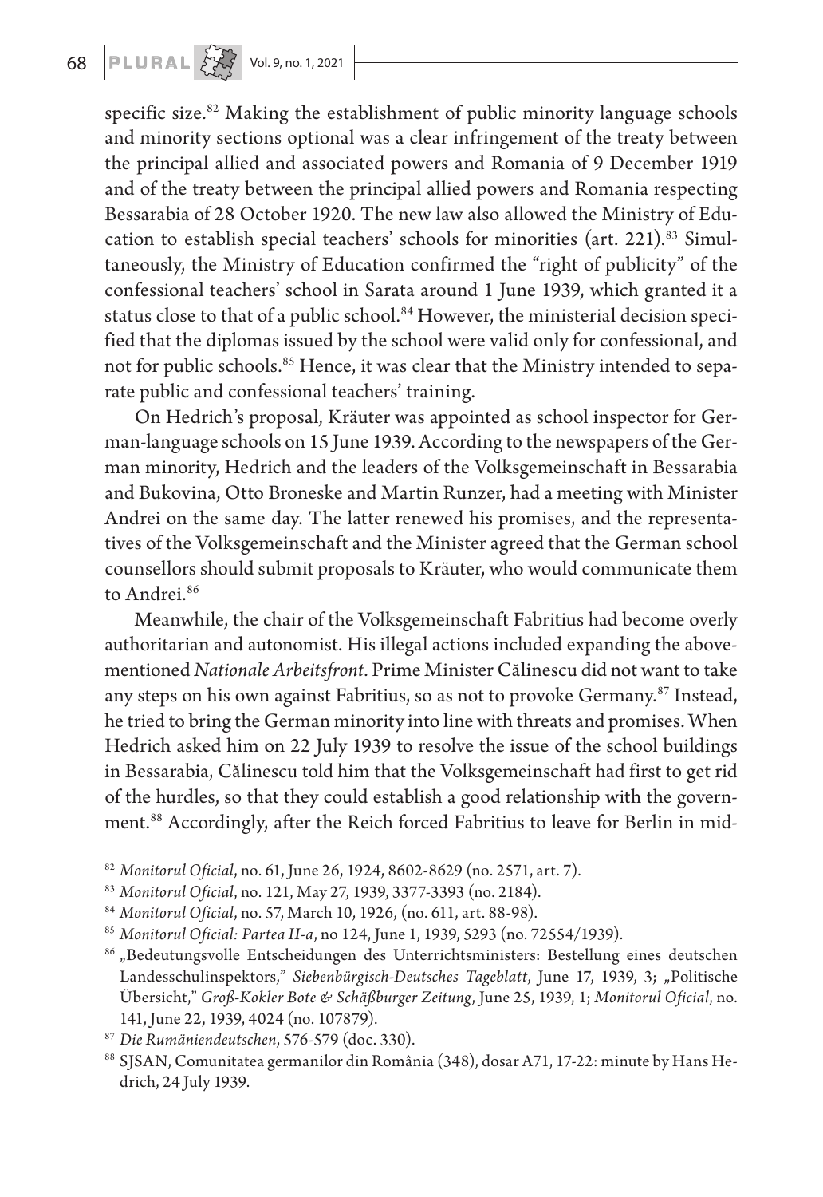specific size.[82] Making the establishment of public minority language schools and minority sections optional was a clear infringement of the treaty between the principal allied and associated powers and Romania of 9 December 1919 and of the treaty between the principal allied powers and Romania respecting Bessarabia of 28 October 1920. The new law also allowed the Ministry of Education to establish special teachers' schools for minorities (art. 221).[83] Simultaneously, the Ministry of Education confirmed the "right of publicity" of the confessional teachers' school in Sarata around 1 June 1939, which granted it a status close to that of a public school.[84] However, the ministerial decision specified that the diplomas issued by the school were valid only for confessional, and not for public schools.[85] Hence, it was clear that the Ministry intended to separate public and confessional teachers' training.

On Hedrich's proposal, Kräuter was appointed as school inspector for German-language schools on 15 June 1939. According to the newspapers of the German minority, Hedrich and the leaders of the Volksgemeinschaft in Bessarabia and Bukovina, Otto Broneske and Martin Runzer, had a meeting with Minister Andrei on the same day. The latter renewed his promises, and the representatives of the Volksgemeinschaft and the Minister agreed that the German school counsellors should submit proposals to Kräuter, who would communicate them to Andrei.[86]

Meanwhile, the chair of the Volksgemeinschaft Fabritius had become overly authoritarian and autonomist. His illegal actions included expanding the abovementioned *Nationale Arbeitsfront*. Prime Minister Călinescu did not want to take any steps on his own against Fabritius, so as not to provoke Germany.[87] Instead, he tried to bring the German minority into line with threats and promises. When Hedrich asked him on 22 July 1939 to resolve the issue of the school buildings in Bessarabia, Călinescu told him that the Volksgemeinschaft had first to get rid of the hurdles, so that they could establish a good relationship with the government.[88] Accordingly, after the Reich forced Fabritius to leave for Berlin in mid-

---

[82] *Monitorul Oficial*, no. 61, June 26, 1924, 8602-8629 (no. 2571, art. 7).

[83] *Monitorul Oficial*, no. 121, May 27, 1939, 3377-3393 (no. 2184).

[84] *Monitorul Oficial*, no. 57, March 10, 1926, (no. 611, art. 88-98).

[85] *Monitorul Oficial: Partea II-a*, no 124, June 1, 1939, 5293 (no. 72554/1939).

[86] „Bedeutungsvolle Entscheidungen des Unterrichtsministers: Bestellung eines deutschen Landesschulinspektors," *Siebenbürgisch-Deutsches Tageblatt*, June 17, 1939, 3; „Politische Übersicht," *Groß-Kokler Bote & Schäßburger Zeitung*, June 25, 1939, 1; *Monitorul Oficial*, no. 141, June 22, 1939, 4024 (no. 107879).

[87] *Die Rumäniendeutschen*, 576-579 (doc. 330).

[88] SJSAN, Comunitatea germanilor din România (348), dosar A71, 17-22: minute by Hans Hedrich, 24 July 1939.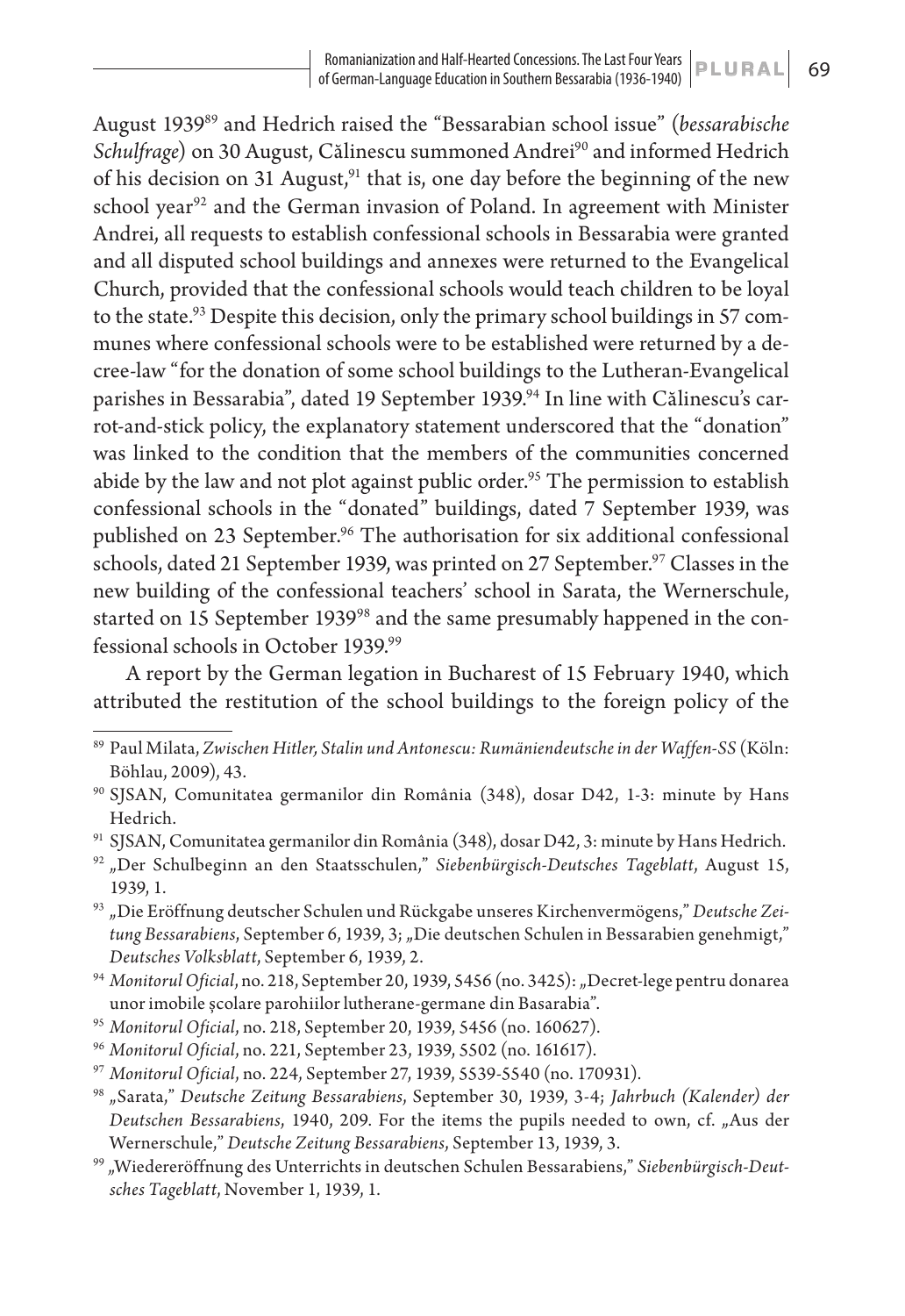August 1939[89] and Hedrich raised the "Bessarabian school issue" (*bessarabische Schulfrage*) on 30 August, Călinescu summoned Andrei[90] and informed Hedrich of his decision on 31 August,[91] that is, one day before the beginning of the new school year[92] and the German invasion of Poland. In agreement with Minister Andrei, all requests to establish confessional schools in Bessarabia were granted and all disputed school buildings and annexes were returned to the Evangelical Church, provided that the confessional schools would teach children to be loyal to the state.[93] Despite this decision, only the primary school buildings in 57 communes where confessional schools were to be established were returned by a decree-law "for the donation of some school buildings to the Lutheran-Evangelical parishes in Bessarabia", dated 19 September 1939.[94] In line with Călinescu's carrot-and-stick policy, the explanatory statement underscored that the "donation" was linked to the condition that the members of the communities concerned abide by the law and not plot against public order.[95] The permission to establish confessional schools in the "donated" buildings, dated 7 September 1939, was published on 23 September.[96] The authorisation for six additional confessional schools, dated 21 September 1939, was printed on 27 September.[97] Classes in the new building of the confessional teachers' school in Sarata, the Wernerschule, started on 15 September 1939[98] and the same presumably happened in the confessional schools in October 1939.[99]

A report by the German legation in Bucharest of 15 February 1940, which attributed the restitution of the school buildings to the foreign policy of the

---

[89] Paul Milata, *Zwischen Hitler, Stalin und Antonescu: Rumäniendeutsche in der Waffen-SS* (Köln: Böhlau, 2009), 43.

[90] SJSAN, Comunitatea germanilor din România (348), dosar D42, 1-3: minute by Hans Hedrich.

[91] SJSAN, Comunitatea germanilor din România (348), dosar D42, 3: minute by Hans Hedrich.

[92] „Der Schulbeginn an den Staatsschulen," *Siebenbürgisch-Deutsches Tageblatt*, August 15, 1939, 1.

[93] „Die Eröffnung deutscher Schulen und Rückgabe unseres Kirchenvermögens," *Deutsche Zeitung Bessarabiens*, September 6, 1939, 3; „Die deutschen Schulen in Bessarabien genehmigt," *Deutsches Volksblatt*, September 6, 1939, 2.

[94] *Monitorul Oficial*, no. 218, September 20, 1939, 5456 (no. 3425): „Decret-lege pentru donarea unor imobile școlare parohiilor lutherane-germane din Basarabia".

[95] *Monitorul Oficial*, no. 218, September 20, 1939, 5456 (no. 160627).

[96] *Monitorul Oficial*, no. 221, September 23, 1939, 5502 (no. 161617).

[97] *Monitorul Oficial*, no. 224, September 27, 1939, 5539-5540 (no. 170931).

[98] „Sarata," *Deutsche Zeitung Bessarabiens*, September 30, 1939, 3-4; *Jahrbuch (Kalender) der Deutschen Bessarabiens*, 1940, 209. For the items the pupils needed to own, cf. „Aus der Wernerschule," *Deutsche Zeitung Bessarabiens*, September 13, 1939, 3.

[99] „Wiedereröffnung des Unterrichts in deutschen Schulen Bessarabiens," *Siebenbürgisch-Deutsches Tageblatt*, November 1, 1939, 1.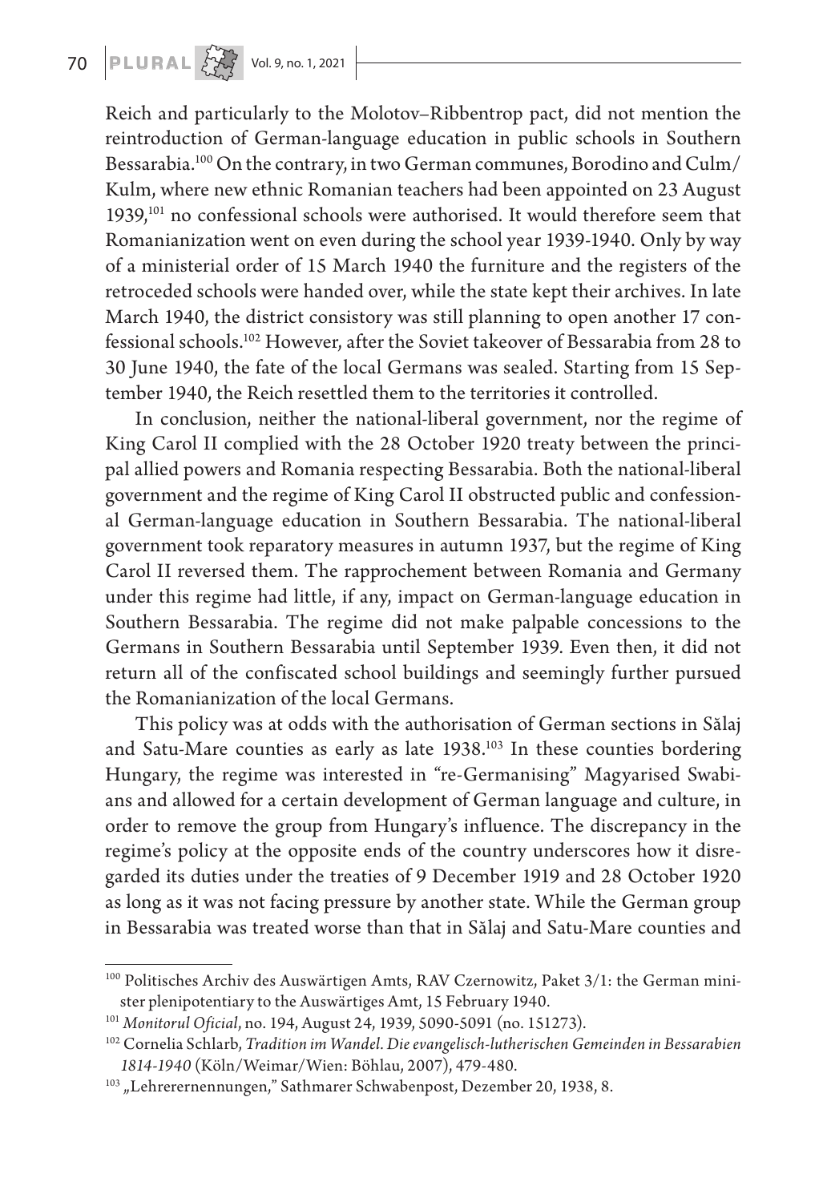Reich and particularly to the Molotov–Ribbentrop pact, did not mention the reintroduction of German-language education in public schools in Southern Bessarabia.[100] On the contrary, in two German communes, Borodino and Culm/Kulm, where new ethnic Romanian teachers had been appointed on 23 August 1939,[101] no confessional schools were authorised. It would therefore seem that Romanianization went on even during the school year 1939-1940. Only by way of a ministerial order of 15 March 1940 the furniture and the registers of the retroceded schools were handed over, while the state kept their archives. In late March 1940, the district consistory was still planning to open another 17 confessional schools.[102] However, after the Soviet takeover of Bessarabia from 28 to 30 June 1940, the fate of the local Germans was sealed. Starting from 15 September 1940, the Reich resettled them to the territories it controlled.

In conclusion, neither the national-liberal government, nor the regime of King Carol II complied with the 28 October 1920 treaty between the principal allied powers and Romania respecting Bessarabia. Both the national-liberal government and the regime of King Carol II obstructed public and confessional German-language education in Southern Bessarabia. The national-liberal government took reparatory measures in autumn 1937, but the regime of King Carol II reversed them. The rapprochement between Romania and Germany under this regime had little, if any, impact on German-language education in Southern Bessarabia. The regime did not make palpable concessions to the Germans in Southern Bessarabia until September 1939. Even then, it did not return all of the confiscated school buildings and seemingly further pursued the Romanianization of the local Germans.

This policy was at odds with the authorisation of German sections in Sălaj and Satu-Mare counties as early as late 1938.[103] In these counties bordering Hungary, the regime was interested in "re-Germanising" Magyarised Swabians and allowed for a certain development of German language and culture, in order to remove the group from Hungary's influence. The discrepancy in the regime's policy at the opposite ends of the country underscores how it disregarded its duties under the treaties of 9 December 1919 and 28 October 1920 as long as it was not facing pressure by another state. While the German group in Bessarabia was treated worse than that in Sălaj and Satu-Mare counties and

---

[100] Politisches Archiv des Auswärtigen Amts, RAV Czernowitz, Paket 3/1: the German minister plenipotentiary to the Auswärtiges Amt, 15 February 1940.

[101] *Monitorul Oficial*, no. 194, August 24, 1939, 5090-5091 (no. 151273).

[102] Cornelia Schlarb, *Tradition im Wandel. Die evangelisch-lutherischen Gemeinden in Bessarabien 1814-1940* (Köln/Weimar/Wien: Böhlau, 2007), 479-480.

[103] „Lehrerernennungen," Sathmarer Schwabenpost, Dezember 20, 1938, 8.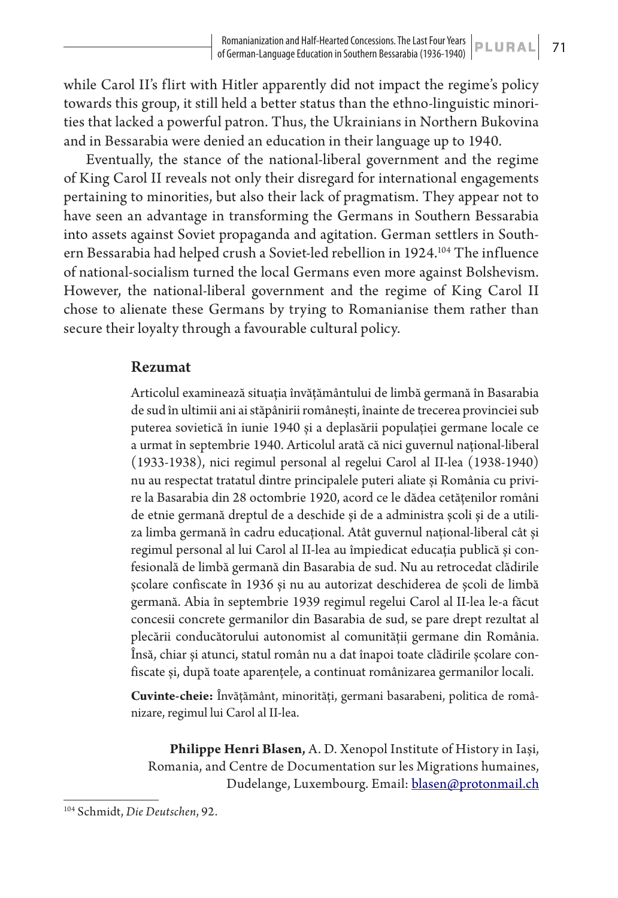while Carol II's flirt with Hitler apparently did not impact the regime's policy towards this group, it still held a better status than the ethno-linguistic minorities that lacked a powerful patron. Thus, the Ukrainians in Northern Bukovina and in Bessarabia were denied an education in their language up to 1940.

Eventually, the stance of the national-liberal government and the regime of King Carol II reveals not only their disregard for international engagements pertaining to minorities, but also their lack of pragmatism. They appear not to have seen an advantage in transforming the Germans in Southern Bessarabia into assets against Soviet propaganda and agitation. German settlers in Southern Bessarabia had helped crush a Soviet-led rebellion in 1924.[104] The influence of national-socialism turned the local Germans even more against Bolshevism. However, the national-liberal government and the regime of King Carol II chose to alienate these Germans by trying to Romanianise them rather than secure their loyalty through a favourable cultural policy.

## Rezumat

Articolul examinează situația învățământului de limbă germană în Basarabia de sud în ultimii ani ai stăpânirii românești, înainte de trecerea provinciei sub puterea sovietică în iunie 1940 și a deplasării populației germane locale ce a urmat în septembrie 1940. Articolul arată că nici guvernul național-liberal (1933-1938), nici regimul personal al regelui Carol al II-lea (1938-1940) nu au respectat tratatul dintre principalele puteri aliate și România cu privire la Basarabia din 28 octombrie 1920, acord ce le dădea cetățenilor români de etnie germană dreptul de a deschide și de a administra școli și de a utiliza limba germană în cadru educațional. Atât guvernul național-liberal cât și regimul personal al lui Carol al II-lea au împiedicat educația publică și confesională de limbă germană din Basarabia de sud. Nu au retrocedat clădirile școlare confiscate în 1936 și nu au autorizat deschiderea de școli de limbă germană. Abia în septembrie 1939 regimul regelui Carol al II-lea le-a făcut concesii concrete germanilor din Basarabia de sud, se pare drept rezultat al plecării conducătorului autonomist al comunității germane din România. Însă, chiar și atunci, statul român nu a dat înapoi toate clădirile școlare confiscate și, după toate aparențele, a continuat românizarea germanilor locali.

**Cuvinte-cheie:** Învățământ, minorități, germani basarabeni, politica de românizare, regimul lui Carol al II-lea.

**Philippe Henri Blasen,** A. D. Xenopol Institute of History in Iași, Romania, and Centre de Documentation sur les Migrations humaines, Dudelange, Luxembourg. Email: blasen@protonmail.ch

[104] Schmidt, *Die Deutschen*, 92.